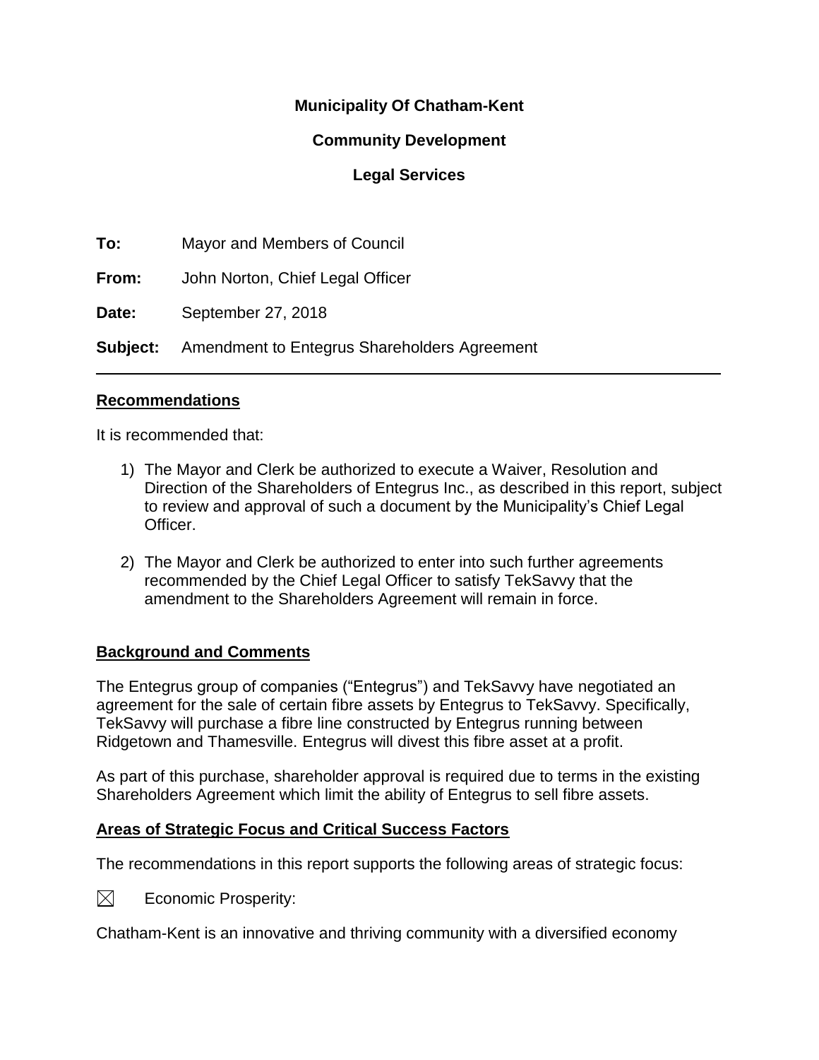**Municipality Of Chatham-Kent**

**Community Development**

**Legal Services**

**To:** Mayor and Members of Council

**From:** John Norton, Chief Legal Officer

**Date:** September 27, 2018

**Subject:** Amendment to Entegrus Shareholders Agreement

---

## Recommendations

It is recommended that:

1) The Mayor and Clerk be authorized to execute a Waiver, Resolution and Direction of the Shareholders of Entegrus Inc., as described in this report, subject to review and approval of such a document by the Municipality's Chief Legal Officer.

2) The Mayor and Clerk be authorized to enter into such further agreements recommended by the Chief Legal Officer to satisfy TekSavvy that the amendment to the Shareholders Agreement will remain in force.

## Background and Comments

The Entegrus group of companies ("Entegrus") and TekSavvy have negotiated an agreement for the sale of certain fibre assets by Entegrus to TekSavvy. Specifically, TekSavvy will purchase a fibre line constructed by Entegrus running between Ridgetown and Thamesville. Entegrus will divest this fibre asset at a profit.

As part of this purchase, shareholder approval is required due to terms in the existing Shareholders Agreement which limit the ability of Entegrus to sell fibre assets.

## Areas of Strategic Focus and Critical Success Factors

The recommendations in this report supports the following areas of strategic focus:

☒ Economic Prosperity:

Chatham-Kent is an innovative and thriving community with a diversified economy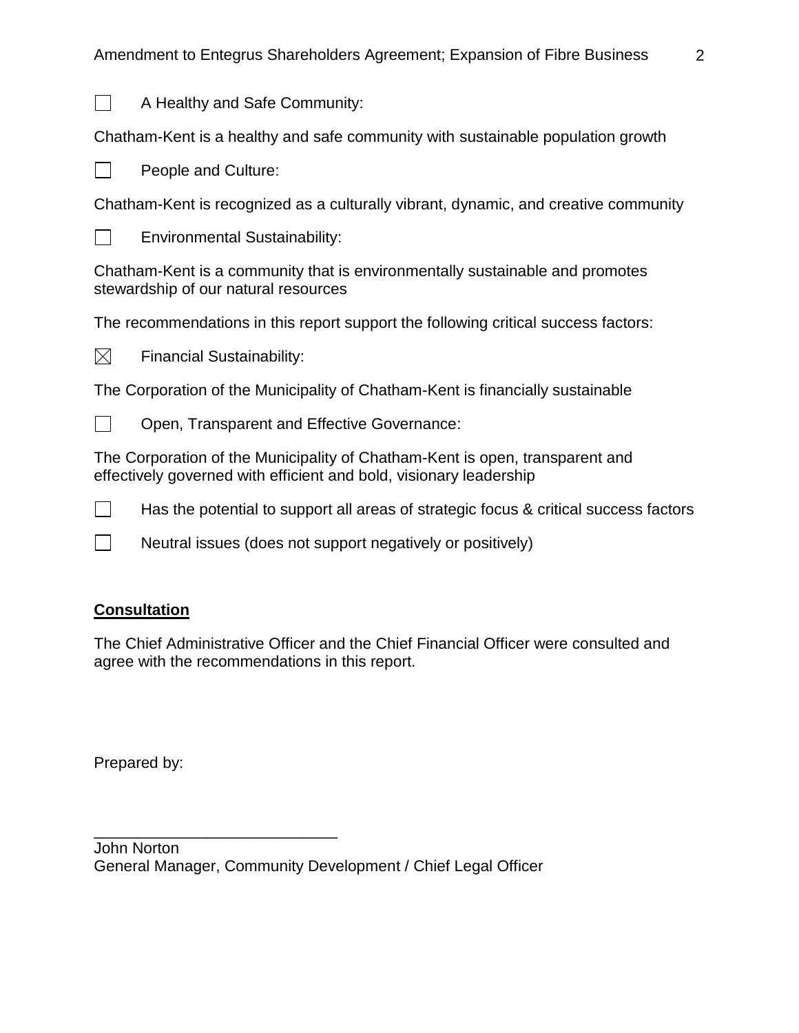☐ A Healthy and Safe Community:

Chatham-Kent is a healthy and safe community with sustainable population growth

☐ People and Culture:

Chatham-Kent is recognized as a culturally vibrant, dynamic, and creative community

☐ Environmental Sustainability:

Chatham-Kent is a community that is environmentally sustainable and promotes stewardship of our natural resources

The recommendations in this report support the following critical success factors:

☒ Financial Sustainability:

The Corporation of the Municipality of Chatham-Kent is financially sustainable

☐ Open, Transparent and Effective Governance:

The Corporation of the Municipality of Chatham-Kent is open, transparent and effectively governed with efficient and bold, visionary leadership

☐ Has the potential to support all areas of strategic focus & critical success factors

☐ Neutral issues (does not support negatively or positively)

## **Consultation**

The Chief Administrative Officer and the Chief Financial Officer were consulted and agree with the recommendations in this report.

Prepared by:

\_\_\_\_\_\_\_\_\_\_\_\_\_\_\_\_\_\_\_\_\_\_\_\_\_\_\_\_\_\_

John Norton
General Manager, Community Development / Chief Legal Officer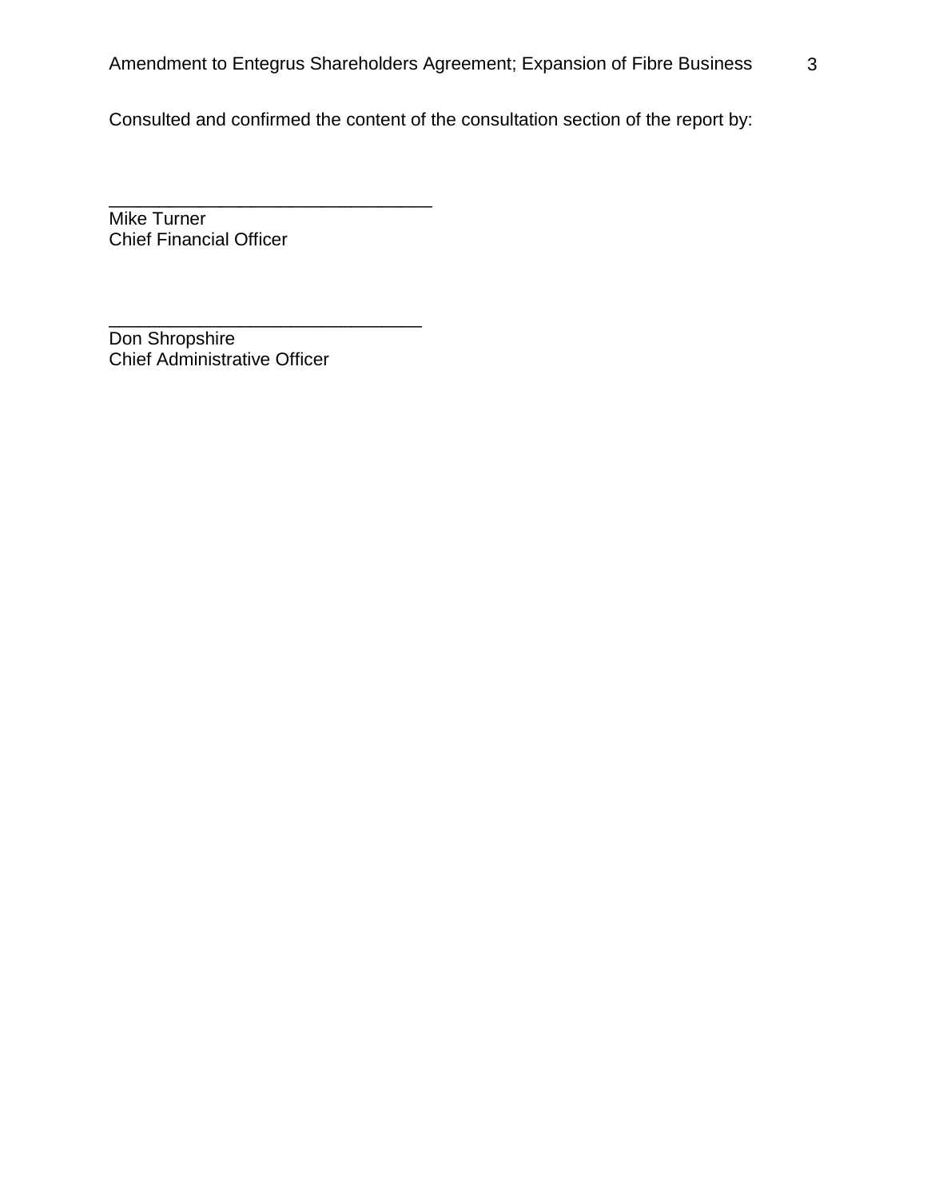Consulted and confirmed the content of the consultation section of the report by:

________________________________
Mike Turner
Chief Financial Officer

_______________________________
Don Shropshire
Chief Administrative Officer